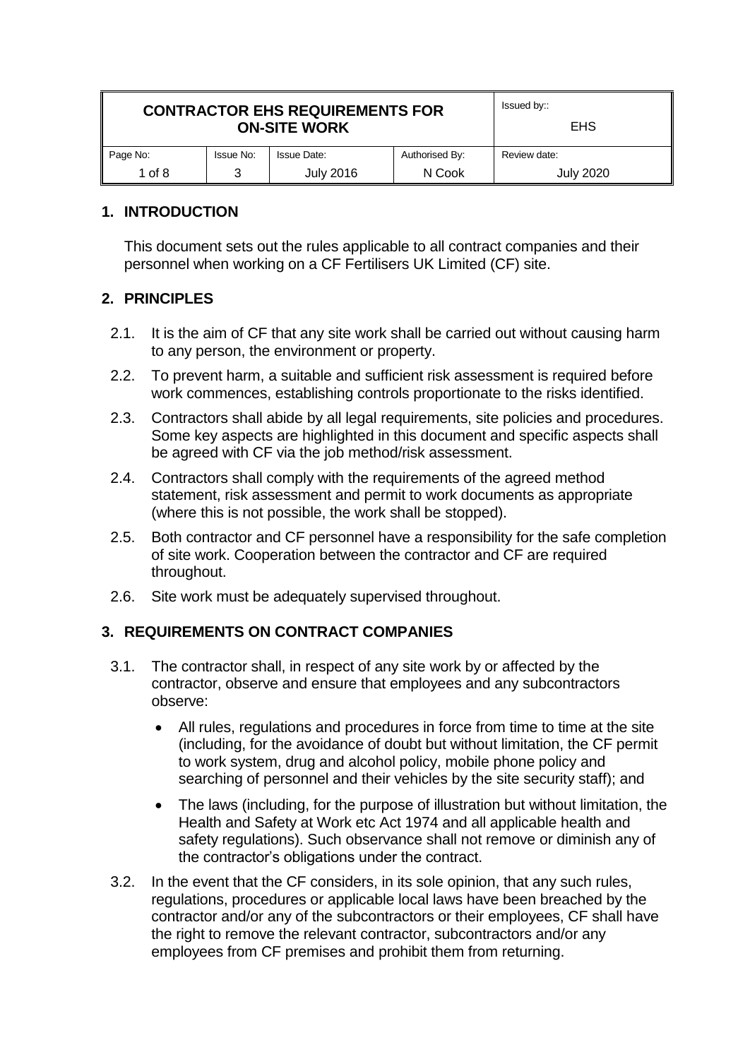| CONTRACTOR EHS REQUIREMENTS FOR ON-SITE WORK | | | | Issued by:: EHS |
|---|---|---|---|---|
| Page No: | Issue No: | Issue Date: | Authorised By: | Review date: |
| 1 of 8 | 3 | July 2016 | N Cook | July 2020 |

## 1. INTRODUCTION

This document sets out the rules applicable to all contract companies and their personnel when working on a CF Fertilisers UK Limited (CF) site.

## 2. PRINCIPLES

2.1. It is the aim of CF that any site work shall be carried out without causing harm to any person, the environment or property.

2.2. To prevent harm, a suitable and sufficient risk assessment is required before work commences, establishing controls proportionate to the risks identified.

2.3. Contractors shall abide by all legal requirements, site policies and procedures. Some key aspects are highlighted in this document and specific aspects shall be agreed with CF via the job method/risk assessment.

2.4. Contractors shall comply with the requirements of the agreed method statement, risk assessment and permit to work documents as appropriate (where this is not possible, the work shall be stopped).

2.5. Both contractor and CF personnel have a responsibility for the safe completion of site work. Cooperation between the contractor and CF are required throughout.

2.6. Site work must be adequately supervised throughout.

## 3. REQUIREMENTS ON CONTRACT COMPANIES

3.1. The contractor shall, in respect of any site work by or affected by the contractor, observe and ensure that employees and any subcontractors observe:

- All rules, regulations and procedures in force from time to time at the site (including, for the avoidance of doubt but without limitation, the CF permit to work system, drug and alcohol policy, mobile phone policy and searching of personnel and their vehicles by the site security staff); and
- The laws (including, for the purpose of illustration but without limitation, the Health and Safety at Work etc Act 1974 and all applicable health and safety regulations). Such observance shall not remove or diminish any of the contractor's obligations under the contract.

3.2. In the event that the CF considers, in its sole opinion, that any such rules, regulations, procedures or applicable local laws have been breached by the contractor and/or any of the subcontractors or their employees, CF shall have the right to remove the relevant contractor, subcontractors and/or any employees from CF premises and prohibit them from returning.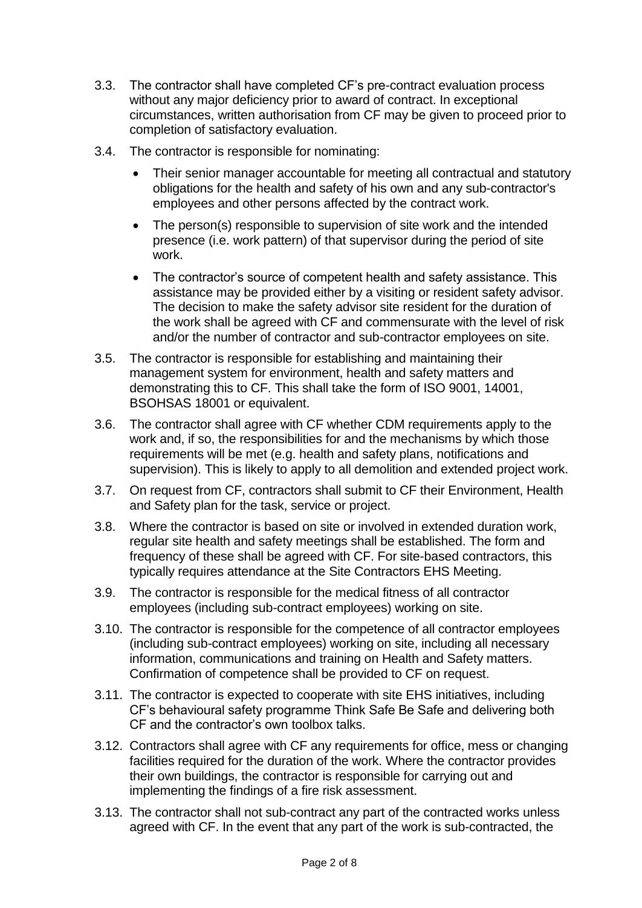3.3. The contractor shall have completed CF's pre-contract evaluation process without any major deficiency prior to award of contract. In exceptional circumstances, written authorisation from CF may be given to proceed prior to completion of satisfactory evaluation.

3.4. The contractor is responsible for nominating:

- Their senior manager accountable for meeting all contractual and statutory obligations for the health and safety of his own and any sub-contractor's employees and other persons affected by the contract work.
- The person(s) responsible to supervision of site work and the intended presence (i.e. work pattern) of that supervisor during the period of site work.
- The contractor's source of competent health and safety assistance. This assistance may be provided either by a visiting or resident safety advisor. The decision to make the safety advisor site resident for the duration of the work shall be agreed with CF and commensurate with the level of risk and/or the number of contractor and sub-contractor employees on site.

3.5. The contractor is responsible for establishing and maintaining their management system for environment, health and safety matters and demonstrating this to CF. This shall take the form of ISO 9001, 14001, BSOHSAS 18001 or equivalent.

3.6. The contractor shall agree with CF whether CDM requirements apply to the work and, if so, the responsibilities for and the mechanisms by which those requirements will be met (e.g. health and safety plans, notifications and supervision). This is likely to apply to all demolition and extended project work.

3.7. On request from CF, contractors shall submit to CF their Environment, Health and Safety plan for the task, service or project.

3.8. Where the contractor is based on site or involved in extended duration work, regular site health and safety meetings shall be established. The form and frequency of these shall be agreed with CF. For site-based contractors, this typically requires attendance at the Site Contractors EHS Meeting.

3.9. The contractor is responsible for the medical fitness of all contractor employees (including sub-contract employees) working on site.

3.10. The contractor is responsible for the competence of all contractor employees (including sub-contract employees) working on site, including all necessary information, communications and training on Health and Safety matters. Confirmation of competence shall be provided to CF on request.

3.11. The contractor is expected to cooperate with site EHS initiatives, including CF's behavioural safety programme Think Safe Be Safe and delivering both CF and the contractor's own toolbox talks.

3.12. Contractors shall agree with CF any requirements for office, mess or changing facilities required for the duration of the work. Where the contractor provides their own buildings, the contractor is responsible for carrying out and implementing the findings of a fire risk assessment.

3.13. The contractor shall not sub-contract any part of the contracted works unless agreed with CF. In the event that any part of the work is sub-contracted, the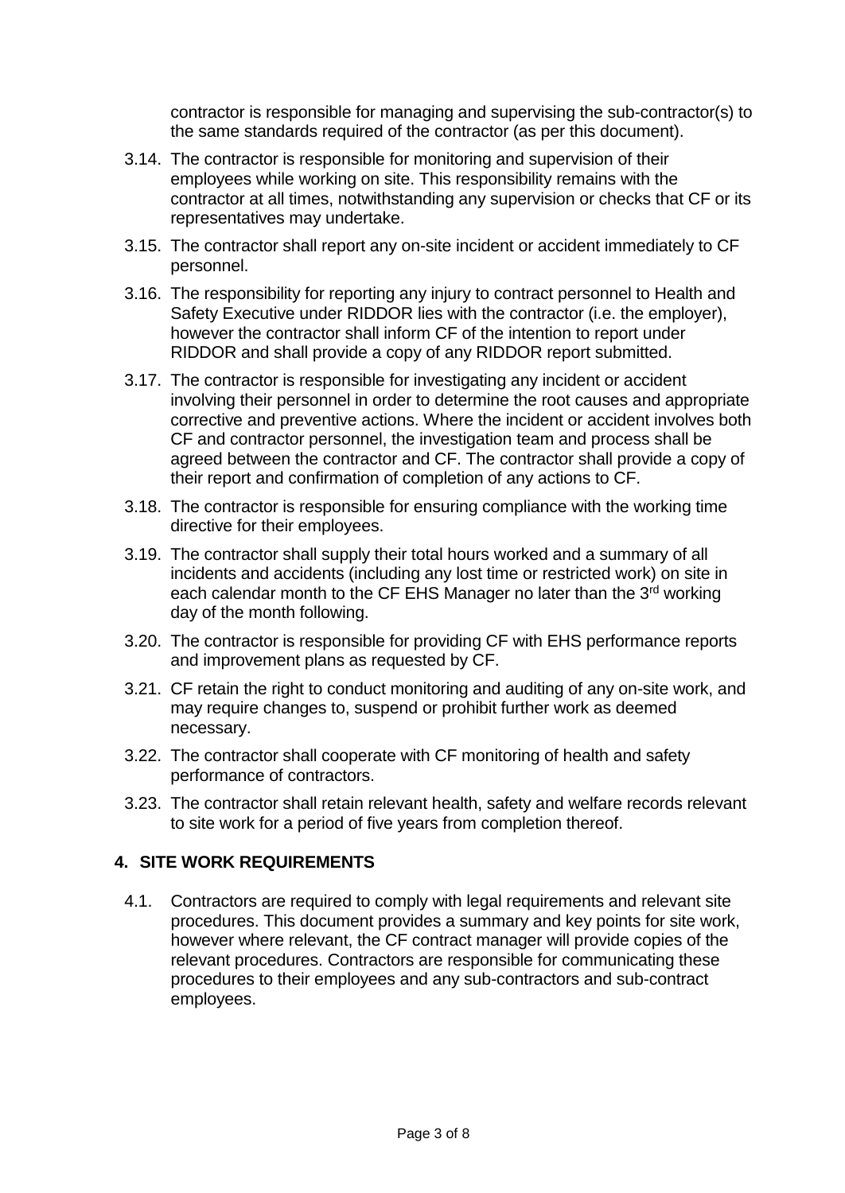contractor is responsible for managing and supervising the sub-contractor(s) to the same standards required of the contractor (as per this document).

3.14. The contractor is responsible for monitoring and supervision of their employees while working on site. This responsibility remains with the contractor at all times, notwithstanding any supervision or checks that CF or its representatives may undertake.

3.15. The contractor shall report any on-site incident or accident immediately to CF personnel.

3.16. The responsibility for reporting any injury to contract personnel to Health and Safety Executive under RIDDOR lies with the contractor (i.e. the employer), however the contractor shall inform CF of the intention to report under RIDDOR and shall provide a copy of any RIDDOR report submitted.

3.17. The contractor is responsible for investigating any incident or accident involving their personnel in order to determine the root causes and appropriate corrective and preventive actions. Where the incident or accident involves both CF and contractor personnel, the investigation team and process shall be agreed between the contractor and CF. The contractor shall provide a copy of their report and confirmation of completion of any actions to CF.

3.18. The contractor is responsible for ensuring compliance with the working time directive for their employees.

3.19. The contractor shall supply their total hours worked and a summary of all incidents and accidents (including any lost time or restricted work) on site in each calendar month to the CF EHS Manager no later than the 3rd working day of the month following.

3.20. The contractor is responsible for providing CF with EHS performance reports and improvement plans as requested by CF.

3.21. CF retain the right to conduct monitoring and auditing of any on-site work, and may require changes to, suspend or prohibit further work as deemed necessary.

3.22. The contractor shall cooperate with CF monitoring of health and safety performance of contractors.

3.23. The contractor shall retain relevant health, safety and welfare records relevant to site work for a period of five years from completion thereof.

## 4. SITE WORK REQUIREMENTS

4.1. Contractors are required to comply with legal requirements and relevant site procedures. This document provides a summary and key points for site work, however where relevant, the CF contract manager will provide copies of the relevant procedures. Contractors are responsible for communicating these procedures to their employees and any sub-contractors and sub-contract employees.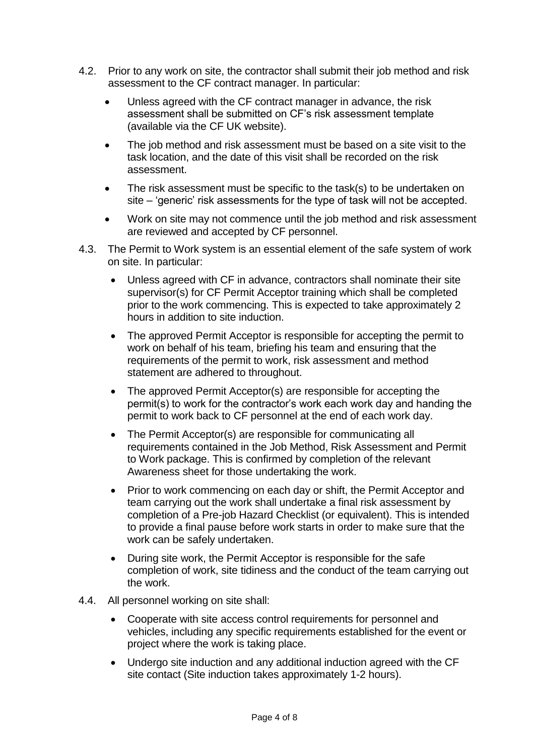4.2. Prior to any work on site, the contractor shall submit their job method and risk assessment to the CF contract manager. In particular:

- Unless agreed with the CF contract manager in advance, the risk assessment shall be submitted on CF's risk assessment template (available via the CF UK website).
- The job method and risk assessment must be based on a site visit to the task location, and the date of this visit shall be recorded on the risk assessment.
- The risk assessment must be specific to the task(s) to be undertaken on site – 'generic' risk assessments for the type of task will not be accepted.
- Work on site may not commence until the job method and risk assessment are reviewed and accepted by CF personnel.

4.3. The Permit to Work system is an essential element of the safe system of work on site. In particular:

- Unless agreed with CF in advance, contractors shall nominate their site supervisor(s) for CF Permit Acceptor training which shall be completed prior to the work commencing. This is expected to take approximately 2 hours in addition to site induction.
- The approved Permit Acceptor is responsible for accepting the permit to work on behalf of his team, briefing his team and ensuring that the requirements of the permit to work, risk assessment and method statement are adhered to throughout.
- The approved Permit Acceptor(s) are responsible for accepting the permit(s) to work for the contractor's work each work day and handing the permit to work back to CF personnel at the end of each work day.
- The Permit Acceptor(s) are responsible for communicating all requirements contained in the Job Method, Risk Assessment and Permit to Work package. This is confirmed by completion of the relevant Awareness sheet for those undertaking the work.
- Prior to work commencing on each day or shift, the Permit Acceptor and team carrying out the work shall undertake a final risk assessment by completion of a Pre-job Hazard Checklist (or equivalent). This is intended to provide a final pause before work starts in order to make sure that the work can be safely undertaken.
- During site work, the Permit Acceptor is responsible for the safe completion of work, site tidiness and the conduct of the team carrying out the work.

4.4. All personnel working on site shall:

- Cooperate with site access control requirements for personnel and vehicles, including any specific requirements established for the event or project where the work is taking place.
- Undergo site induction and any additional induction agreed with the CF site contact (Site induction takes approximately 1-2 hours).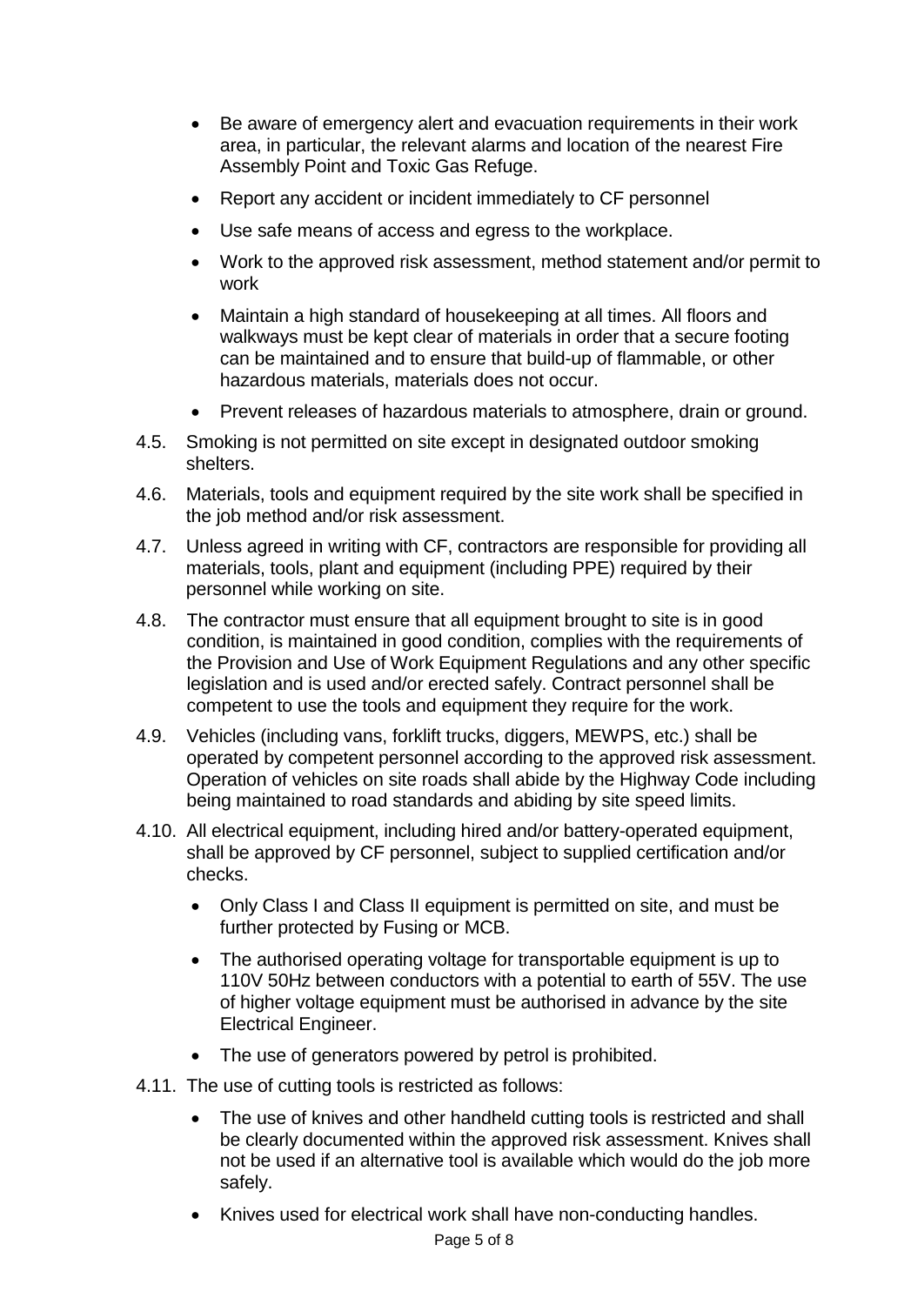- Be aware of emergency alert and evacuation requirements in their work area, in particular, the relevant alarms and location of the nearest Fire Assembly Point and Toxic Gas Refuge.
- Report any accident or incident immediately to CF personnel
- Use safe means of access and egress to the workplace.
- Work to the approved risk assessment, method statement and/or permit to work
- Maintain a high standard of housekeeping at all times. All floors and walkways must be kept clear of materials in order that a secure footing can be maintained and to ensure that build-up of flammable, or other hazardous materials, materials does not occur.
- Prevent releases of hazardous materials to atmosphere, drain or ground.

4.5. Smoking is not permitted on site except in designated outdoor smoking shelters.

4.6. Materials, tools and equipment required by the site work shall be specified in the job method and/or risk assessment.

4.7. Unless agreed in writing with CF, contractors are responsible for providing all materials, tools, plant and equipment (including PPE) required by their personnel while working on site.

4.8. The contractor must ensure that all equipment brought to site is in good condition, is maintained in good condition, complies with the requirements of the Provision and Use of Work Equipment Regulations and any other specific legislation and is used and/or erected safely. Contract personnel shall be competent to use the tools and equipment they require for the work.

4.9. Vehicles (including vans, forklift trucks, diggers, MEWPS, etc.) shall be operated by competent personnel according to the approved risk assessment. Operation of vehicles on site roads shall abide by the Highway Code including being maintained to road standards and abiding by site speed limits.

4.10. All electrical equipment, including hired and/or battery-operated equipment, shall be approved by CF personnel, subject to supplied certification and/or checks.

- Only Class I and Class II equipment is permitted on site, and must be further protected by Fusing or MCB.
- The authorised operating voltage for transportable equipment is up to 110V 50Hz between conductors with a potential to earth of 55V. The use of higher voltage equipment must be authorised in advance by the site Electrical Engineer.
- The use of generators powered by petrol is prohibited.

4.11. The use of cutting tools is restricted as follows:

- The use of knives and other handheld cutting tools is restricted and shall be clearly documented within the approved risk assessment. Knives shall not be used if an alternative tool is available which would do the job more safely.
- Knives used for electrical work shall have non-conducting handles.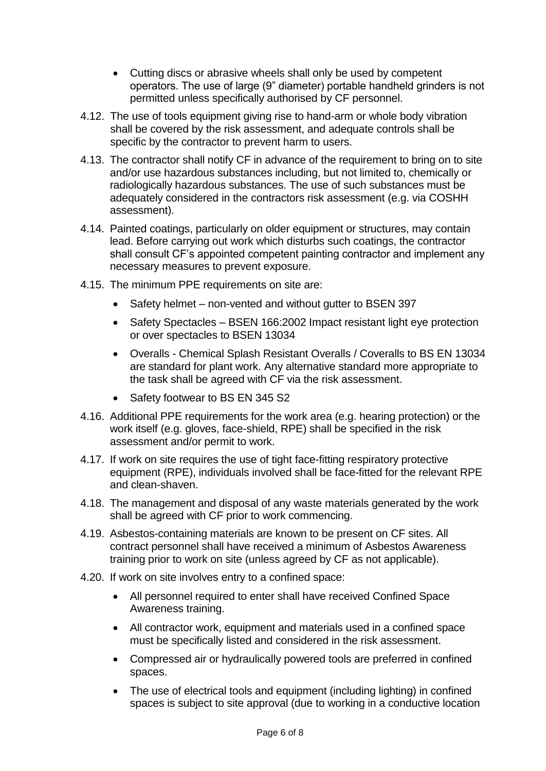- Cutting discs or abrasive wheels shall only be used by competent operators. The use of large (9" diameter) portable handheld grinders is not permitted unless specifically authorised by CF personnel.

4.12. The use of tools equipment giving rise to hand-arm or whole body vibration shall be covered by the risk assessment, and adequate controls shall be specific by the contractor to prevent harm to users.

4.13. The contractor shall notify CF in advance of the requirement to bring on to site and/or use hazardous substances including, but not limited to, chemically or radiologically hazardous substances. The use of such substances must be adequately considered in the contractors risk assessment (e.g. via COSHH assessment).

4.14. Painted coatings, particularly on older equipment or structures, may contain lead. Before carrying out work which disturbs such coatings, the contractor shall consult CF's appointed competent painting contractor and implement any necessary measures to prevent exposure.

4.15. The minimum PPE requirements on site are:

- Safety helmet – non-vented and without gutter to BSEN 397
- Safety Spectacles – BSEN 166:2002 Impact resistant light eye protection or over spectacles to BSEN 13034
- Overalls - Chemical Splash Resistant Overalls / Coveralls to BS EN 13034 are standard for plant work. Any alternative standard more appropriate to the task shall be agreed with CF via the risk assessment.
- Safety footwear to BS EN 345 S2

4.16. Additional PPE requirements for the work area (e.g. hearing protection) or the work itself (e.g. gloves, face-shield, RPE) shall be specified in the risk assessment and/or permit to work.

4.17. If work on site requires the use of tight face-fitting respiratory protective equipment (RPE), individuals involved shall be face-fitted for the relevant RPE and clean-shaven.

4.18. The management and disposal of any waste materials generated by the work shall be agreed with CF prior to work commencing.

4.19. Asbestos-containing materials are known to be present on CF sites. All contract personnel shall have received a minimum of Asbestos Awareness training prior to work on site (unless agreed by CF as not applicable).

4.20. If work on site involves entry to a confined space:

- All personnel required to enter shall have received Confined Space Awareness training.
- All contractor work, equipment and materials used in a confined space must be specifically listed and considered in the risk assessment.
- Compressed air or hydraulically powered tools are preferred in confined spaces.
- The use of electrical tools and equipment (including lighting) in confined spaces is subject to site approval (due to working in a conductive location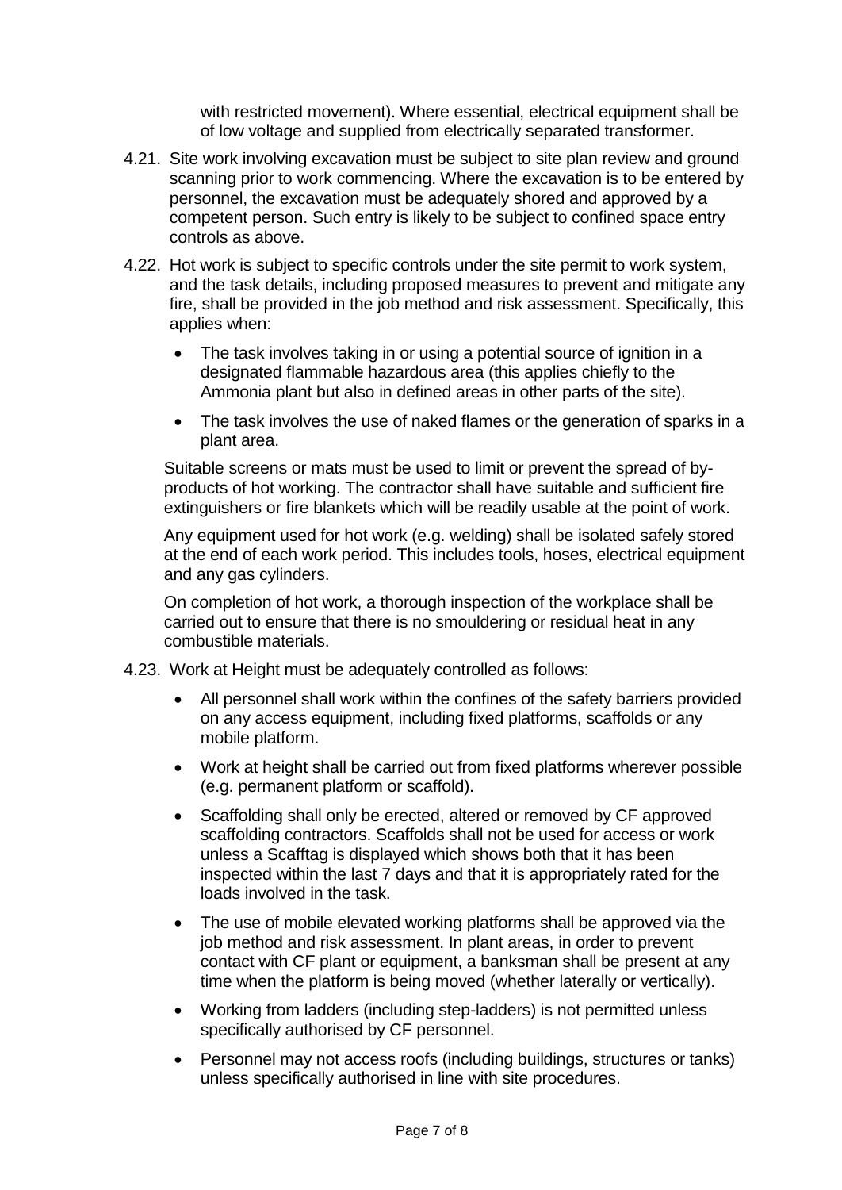with restricted movement). Where essential, electrical equipment shall be of low voltage and supplied from electrically separated transformer.

4.21. Site work involving excavation must be subject to site plan review and ground scanning prior to work commencing. Where the excavation is to be entered by personnel, the excavation must be adequately shored and approved by a competent person. Such entry is likely to be subject to confined space entry controls as above.

4.22. Hot work is subject to specific controls under the site permit to work system, and the task details, including proposed measures to prevent and mitigate any fire, shall be provided in the job method and risk assessment. Specifically, this applies when:

- The task involves taking in or using a potential source of ignition in a designated flammable hazardous area (this applies chiefly to the Ammonia plant but also in defined areas in other parts of the site).
- The task involves the use of naked flames or the generation of sparks in a plant area.

Suitable screens or mats must be used to limit or prevent the spread of by-products of hot working. The contractor shall have suitable and sufficient fire extinguishers or fire blankets which will be readily usable at the point of work.

Any equipment used for hot work (e.g. welding) shall be isolated safely stored at the end of each work period. This includes tools, hoses, electrical equipment and any gas cylinders.

On completion of hot work, a thorough inspection of the workplace shall be carried out to ensure that there is no smouldering or residual heat in any combustible materials.

4.23. Work at Height must be adequately controlled as follows:

- All personnel shall work within the confines of the safety barriers provided on any access equipment, including fixed platforms, scaffolds or any mobile platform.
- Work at height shall be carried out from fixed platforms wherever possible (e.g. permanent platform or scaffold).
- Scaffolding shall only be erected, altered or removed by CF approved scaffolding contractors. Scaffolds shall not be used for access or work unless a Scafftag is displayed which shows both that it has been inspected within the last 7 days and that it is appropriately rated for the loads involved in the task.
- The use of mobile elevated working platforms shall be approved via the job method and risk assessment. In plant areas, in order to prevent contact with CF plant or equipment, a banksman shall be present at any time when the platform is being moved (whether laterally or vertically).
- Working from ladders (including step-ladders) is not permitted unless specifically authorised by CF personnel.
- Personnel may not access roofs (including buildings, structures or tanks) unless specifically authorised in line with site procedures.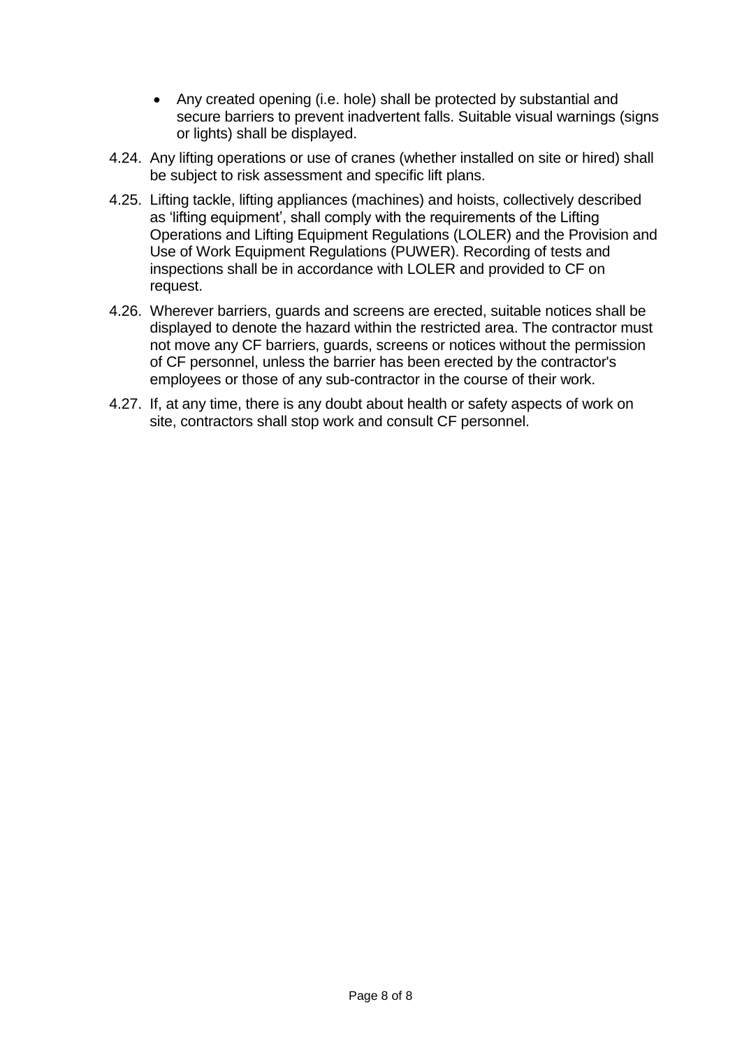- Any created opening (i.e. hole) shall be protected by substantial and secure barriers to prevent inadvertent falls. Suitable visual warnings (signs or lights) shall be displayed.

4.24. Any lifting operations or use of cranes (whether installed on site or hired) shall be subject to risk assessment and specific lift plans.

4.25. Lifting tackle, lifting appliances (machines) and hoists, collectively described as 'lifting equipment', shall comply with the requirements of the Lifting Operations and Lifting Equipment Regulations (LOLER) and the Provision and Use of Work Equipment Regulations (PUWER). Recording of tests and inspections shall be in accordance with LOLER and provided to CF on request.

4.26. Wherever barriers, guards and screens are erected, suitable notices shall be displayed to denote the hazard within the restricted area. The contractor must not move any CF barriers, guards, screens or notices without the permission of CF personnel, unless the barrier has been erected by the contractor's employees or those of any sub-contractor in the course of their work.

4.27. If, at any time, there is any doubt about health or safety aspects of work on site, contractors shall stop work and consult CF personnel.